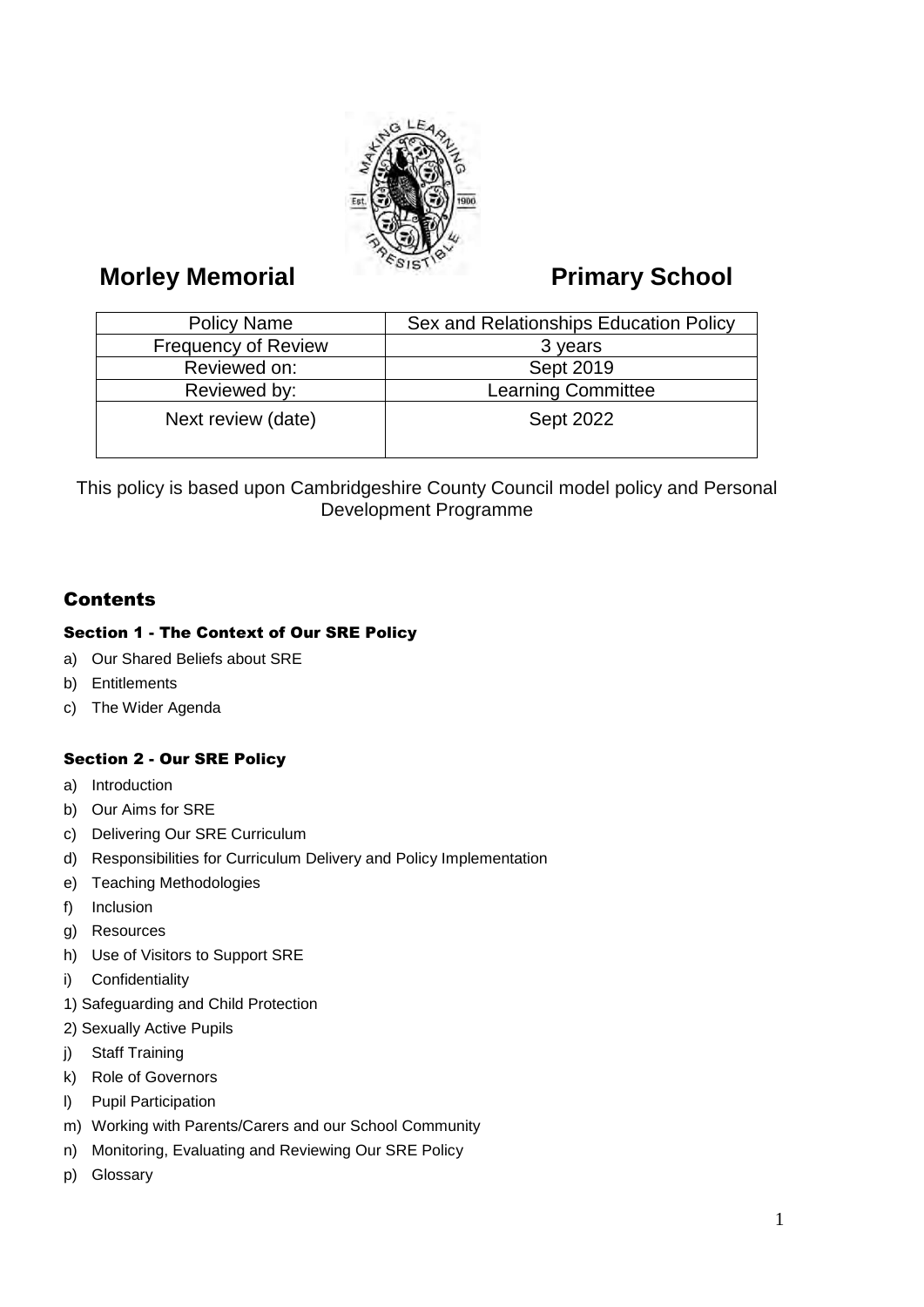# Morley Memorial Primary School

| Policy Name | Sex and Relationships Education Policy |
|---|---|
| Frequency of Review | 3 years |
| Reviewed on: | Sept 2019 |
| Reviewed by: | Learning Committee |
| Next review (date) | Sept 2022 |

This policy is based upon Cambridgeshire County Council model policy and Personal Development Programme

## Contents

### Section 1 - The Context of Our SRE Policy

a) Our Shared Beliefs about SRE
b) Entitlements
c) The Wider Agenda

### Section 2 - Our SRE Policy

a) Introduction
b) Our Aims for SRE
c) Delivering Our SRE Curriculum
d) Responsibilities for Curriculum Delivery and Policy Implementation
e) Teaching Methodologies
f) Inclusion
g) Resources
h) Use of Visitors to Support SRE
i) Confidentiality
1) Safeguarding and Child Protection
2) Sexually Active Pupils
j) Staff Training
k) Role of Governors
l) Pupil Participation
m) Working with Parents/Carers and our School Community
n) Monitoring, Evaluating and Reviewing Our SRE Policy
p) Glossary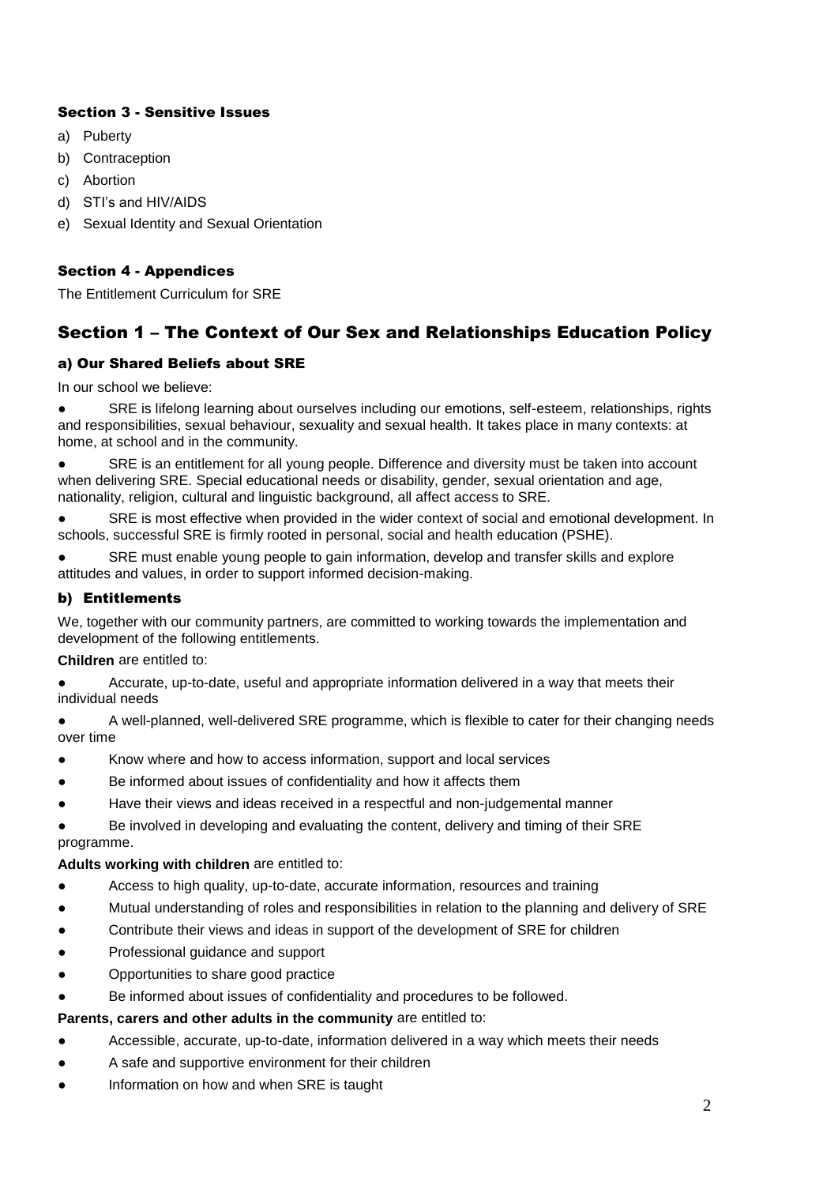### Section 3 - Sensitive Issues

a) Puberty
b) Contraception
c) Abortion
d) STI's and HIV/AIDS
e) Sexual Identity and Sexual Orientation

### Section 4 - Appendices

The Entitlement Curriculum for SRE

## Section 1 – The Context of Our Sex and Relationships Education Policy

### a) Our Shared Beliefs about SRE

In our school we believe:

- SRE is lifelong learning about ourselves including our emotions, self-esteem, relationships, rights and responsibilities, sexual behaviour, sexuality and sexual health. It takes place in many contexts: at home, at school and in the community.
- SRE is an entitlement for all young people. Difference and diversity must be taken into account when delivering SRE. Special educational needs or disability, gender, sexual orientation and age, nationality, religion, cultural and linguistic background, all affect access to SRE.
- SRE is most effective when provided in the wider context of social and emotional development. In schools, successful SRE is firmly rooted in personal, social and health education (PSHE).
- SRE must enable young people to gain information, develop and transfer skills and explore attitudes and values, in order to support informed decision-making.

### b) Entitlements

We, together with our community partners, are committed to working towards the implementation and development of the following entitlements.

**Children** are entitled to:

- Accurate, up-to-date, useful and appropriate information delivered in a way that meets their individual needs
- A well-planned, well-delivered SRE programme, which is flexible to cater for their changing needs over time
- Know where and how to access information, support and local services
- Be informed about issues of confidentiality and how it affects them
- Have their views and ideas received in a respectful and non-judgemental manner
- Be involved in developing and evaluating the content, delivery and timing of their SRE programme.

**Adults working with children** are entitled to:

- Access to high quality, up-to-date, accurate information, resources and training
- Mutual understanding of roles and responsibilities in relation to the planning and delivery of SRE
- Contribute their views and ideas in support of the development of SRE for children
- Professional guidance and support
- Opportunities to share good practice
- Be informed about issues of confidentiality and procedures to be followed.

**Parents, carers and other adults in the community** are entitled to:

- Accessible, accurate, up-to-date, information delivered in a way which meets their needs
- A safe and supportive environment for their children
- Information on how and when SRE is taught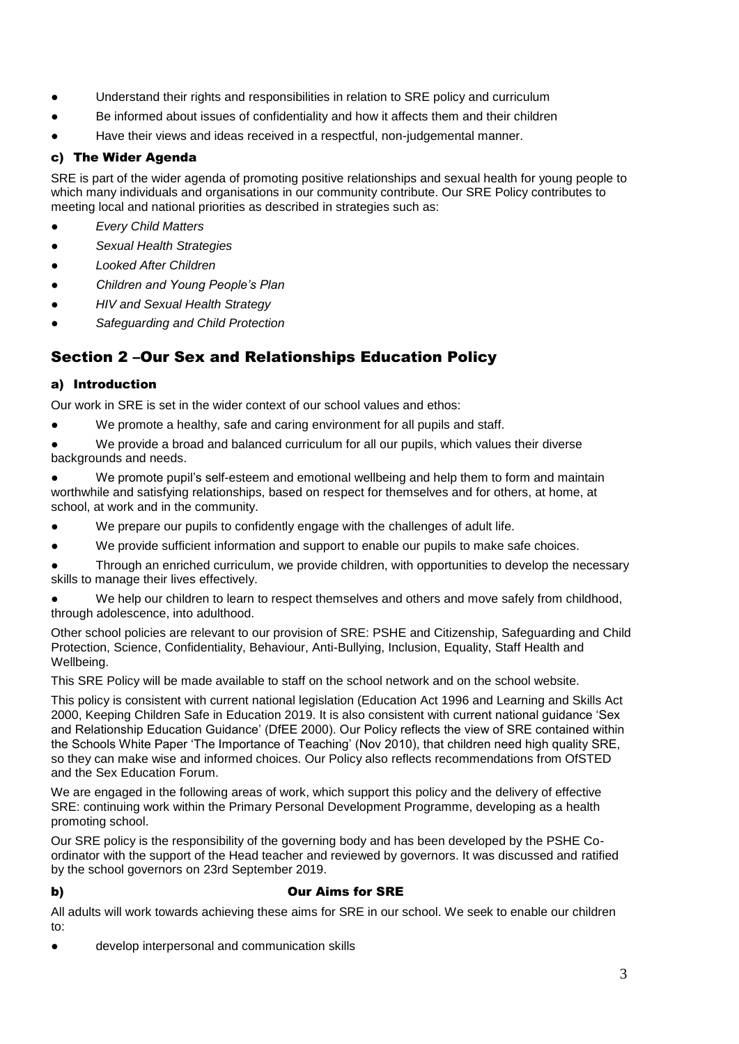- Understand their rights and responsibilities in relation to SRE policy and curriculum
- Be informed about issues of confidentiality and how it affects them and their children
- Have their views and ideas received in a respectful, non-judgemental manner.

### c) The Wider Agenda

SRE is part of the wider agenda of promoting positive relationships and sexual health for young people to which many individuals and organisations in our community contribute. Our SRE Policy contributes to meeting local and national priorities as described in strategies such as:

- *Every Child Matters*
- *Sexual Health Strategies*
- *Looked After Children*
- *Children and Young People's Plan*
- *HIV and Sexual Health Strategy*
- *Safeguarding and Child Protection*

## Section 2 –Our Sex and Relationships Education Policy

### a) Introduction

Our work in SRE is set in the wider context of our school values and ethos:

- We promote a healthy, safe and caring environment for all pupils and staff.
- We provide a broad and balanced curriculum for all our pupils, which values their diverse backgrounds and needs.
- We promote pupil's self-esteem and emotional wellbeing and help them to form and maintain worthwhile and satisfying relationships, based on respect for themselves and for others, at home, at school, at work and in the community.
- We prepare our pupils to confidently engage with the challenges of adult life.
- We provide sufficient information and support to enable our pupils to make safe choices.
- Through an enriched curriculum, we provide children, with opportunities to develop the necessary skills to manage their lives effectively.
- We help our children to learn to respect themselves and others and move safely from childhood, through adolescence, into adulthood.

Other school policies are relevant to our provision of SRE: PSHE and Citizenship, Safeguarding and Child Protection, Science, Confidentiality, Behaviour, Anti-Bullying, Inclusion, Equality, Staff Health and Wellbeing.

This SRE Policy will be made available to staff on the school network and on the school website.

This policy is consistent with current national legislation (Education Act 1996 and Learning and Skills Act 2000, Keeping Children Safe in Education 2019. It is also consistent with current national guidance 'Sex and Relationship Education Guidance' (DfEE 2000). Our Policy reflects the view of SRE contained within the Schools White Paper 'The Importance of Teaching' (Nov 2010), that children need high quality SRE, so they can make wise and informed choices. Our Policy also reflects recommendations from OfSTED and the Sex Education Forum.

We are engaged in the following areas of work, which support this policy and the delivery of effective SRE: continuing work within the Primary Personal Development Programme, developing as a health promoting school.

Our SRE policy is the responsibility of the governing body and has been developed by the PSHE Co-ordinator with the support of the Head teacher and reviewed by governors. It was discussed and ratified by the school governors on 23rd September 2019.

### b) Our Aims for SRE

All adults will work towards achieving these aims for SRE in our school. We seek to enable our children to:

- develop interpersonal and communication skills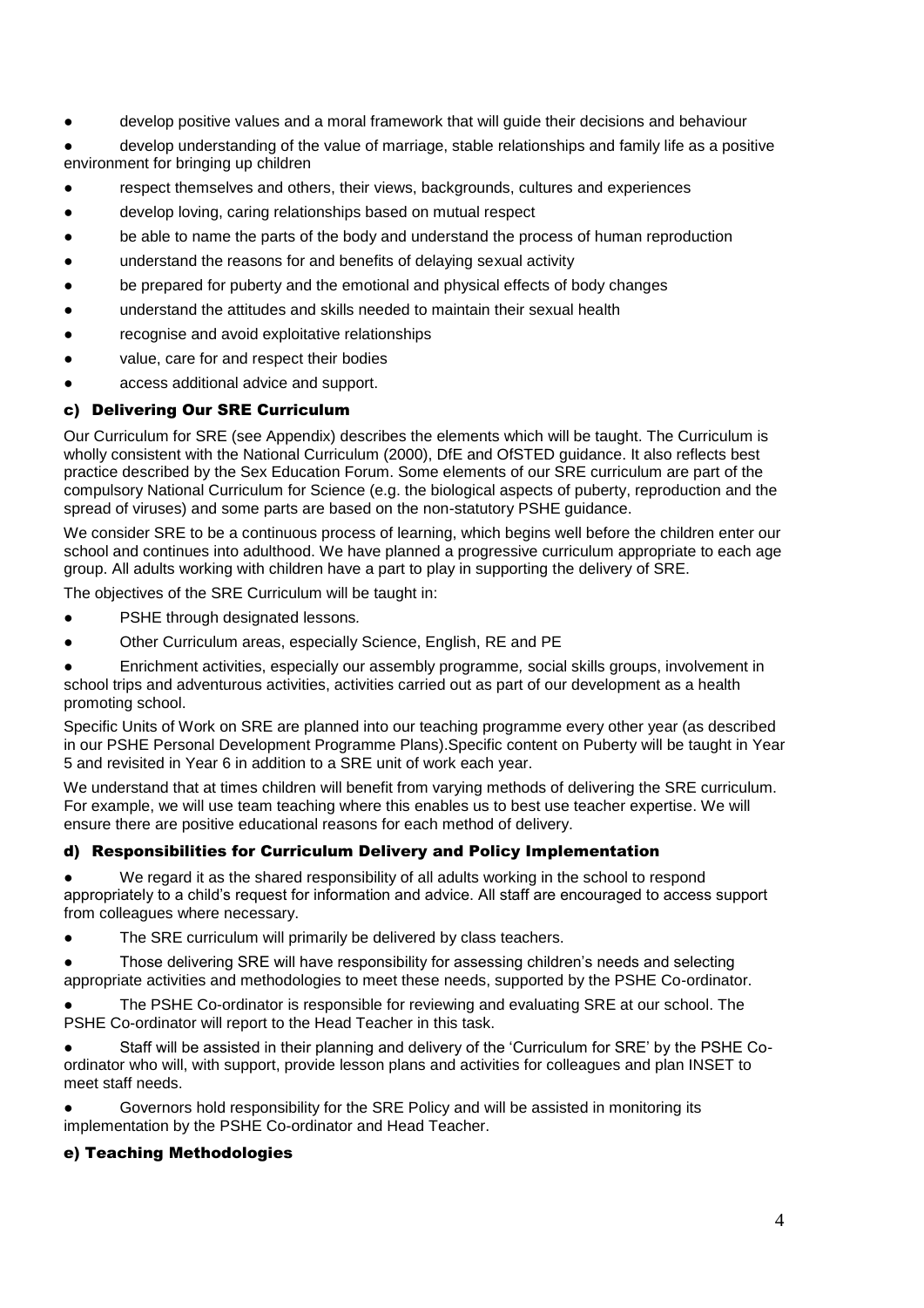- develop positive values and a moral framework that will guide their decisions and behaviour
- develop understanding of the value of marriage, stable relationships and family life as a positive environment for bringing up children
- respect themselves and others, their views, backgrounds, cultures and experiences
- develop loving, caring relationships based on mutual respect
- be able to name the parts of the body and understand the process of human reproduction
- understand the reasons for and benefits of delaying sexual activity
- be prepared for puberty and the emotional and physical effects of body changes
- understand the attitudes and skills needed to maintain their sexual health
- recognise and avoid exploitative relationships
- value, care for and respect their bodies
- access additional advice and support.

### c) Delivering Our SRE Curriculum

Our Curriculum for SRE (see Appendix) describes the elements which will be taught. The Curriculum is wholly consistent with the National Curriculum (2000), DfE and OfSTED guidance. It also reflects best practice described by the Sex Education Forum. Some elements of our SRE curriculum are part of the compulsory National Curriculum for Science (e.g. the biological aspects of puberty, reproduction and the spread of viruses) and some parts are based on the non-statutory PSHE guidance.

We consider SRE to be a continuous process of learning, which begins well before the children enter our school and continues into adulthood. We have planned a progressive curriculum appropriate to each age group. All adults working with children have a part to play in supporting the delivery of SRE.

The objectives of the SRE Curriculum will be taught in:

- PSHE through designated lessons.
- Other Curriculum areas, especially Science, English, RE and PE
- Enrichment activities, especially our assembly programme, social skills groups, involvement in school trips and adventurous activities, activities carried out as part of our development as a health promoting school.

Specific Units of Work on SRE are planned into our teaching programme every other year (as described in our PSHE Personal Development Programme Plans).Specific content on Puberty will be taught in Year 5 and revisited in Year 6 in addition to a SRE unit of work each year.

We understand that at times children will benefit from varying methods of delivering the SRE curriculum. For example, we will use team teaching where this enables us to best use teacher expertise. We will ensure there are positive educational reasons for each method of delivery.

### d) Responsibilities for Curriculum Delivery and Policy Implementation

- We regard it as the shared responsibility of all adults working in the school to respond appropriately to a child's request for information and advice. All staff are encouraged to access support from colleagues where necessary.
- The SRE curriculum will primarily be delivered by class teachers.
- Those delivering SRE will have responsibility for assessing children's needs and selecting appropriate activities and methodologies to meet these needs, supported by the PSHE Co-ordinator.
- The PSHE Co-ordinator is responsible for reviewing and evaluating SRE at our school. The PSHE Co-ordinator will report to the Head Teacher in this task.
- Staff will be assisted in their planning and delivery of the 'Curriculum for SRE' by the PSHE Co-ordinator who will, with support, provide lesson plans and activities for colleagues and plan INSET to meet staff needs.
- Governors hold responsibility for the SRE Policy and will be assisted in monitoring its implementation by the PSHE Co-ordinator and Head Teacher.

### e) Teaching Methodologies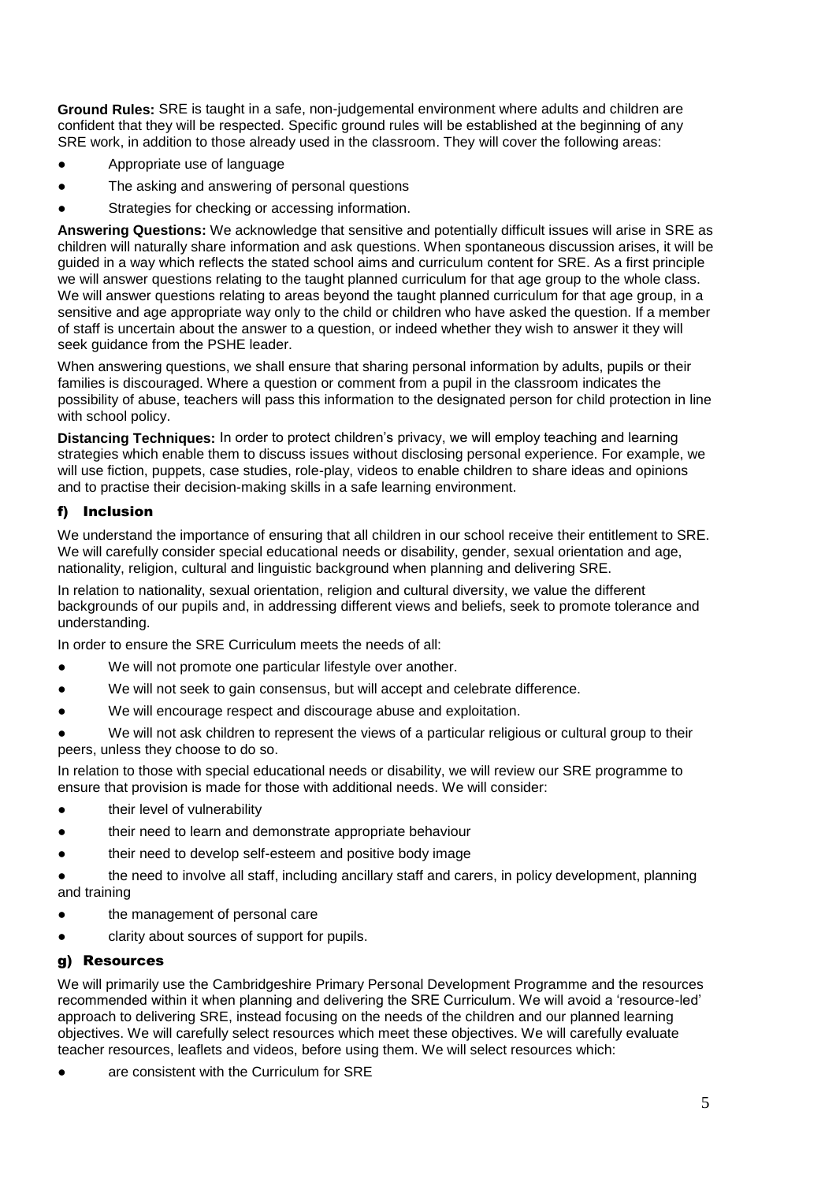**Ground Rules:** SRE is taught in a safe, non-judgemental environment where adults and children are confident that they will be respected. Specific ground rules will be established at the beginning of any SRE work, in addition to those already used in the classroom. They will cover the following areas:

- Appropriate use of language
- The asking and answering of personal questions
- Strategies for checking or accessing information.

**Answering Questions:** We acknowledge that sensitive and potentially difficult issues will arise in SRE as children will naturally share information and ask questions. When spontaneous discussion arises, it will be guided in a way which reflects the stated school aims and curriculum content for SRE. As a first principle we will answer questions relating to the taught planned curriculum for that age group to the whole class. We will answer questions relating to areas beyond the taught planned curriculum for that age group, in a sensitive and age appropriate way only to the child or children who have asked the question. If a member of staff is uncertain about the answer to a question, or indeed whether they wish to answer it they will seek guidance from the PSHE leader.

When answering questions, we shall ensure that sharing personal information by adults, pupils or their families is discouraged. Where a question or comment from a pupil in the classroom indicates the possibility of abuse, teachers will pass this information to the designated person for child protection in line with school policy.

**Distancing Techniques:** In order to protect children's privacy, we will employ teaching and learning strategies which enable them to discuss issues without disclosing personal experience. For example, we will use fiction, puppets, case studies, role-play, videos to enable children to share ideas and opinions and to practise their decision-making skills in a safe learning environment.

### f) Inclusion

We understand the importance of ensuring that all children in our school receive their entitlement to SRE. We will carefully consider special educational needs or disability, gender, sexual orientation and age, nationality, religion, cultural and linguistic background when planning and delivering SRE.

In relation to nationality, sexual orientation, religion and cultural diversity, we value the different backgrounds of our pupils and, in addressing different views and beliefs, seek to promote tolerance and understanding.

In order to ensure the SRE Curriculum meets the needs of all:

- We will not promote one particular lifestyle over another.
- We will not seek to gain consensus, but will accept and celebrate difference.
- We will encourage respect and discourage abuse and exploitation.
- We will not ask children to represent the views of a particular religious or cultural group to their peers, unless they choose to do so.

In relation to those with special educational needs or disability, we will review our SRE programme to ensure that provision is made for those with additional needs. We will consider:

- their level of vulnerability
- their need to learn and demonstrate appropriate behaviour
- their need to develop self-esteem and positive body image
- the need to involve all staff, including ancillary staff and carers, in policy development, planning and training
- the management of personal care
- clarity about sources of support for pupils.

### g) Resources

We will primarily use the Cambridgeshire Primary Personal Development Programme and the resources recommended within it when planning and delivering the SRE Curriculum. We will avoid a 'resource-led' approach to delivering SRE, instead focusing on the needs of the children and our planned learning objectives. We will carefully select resources which meet these objectives. We will carefully evaluate teacher resources, leaflets and videos, before using them. We will select resources which:

- are consistent with the Curriculum for SRE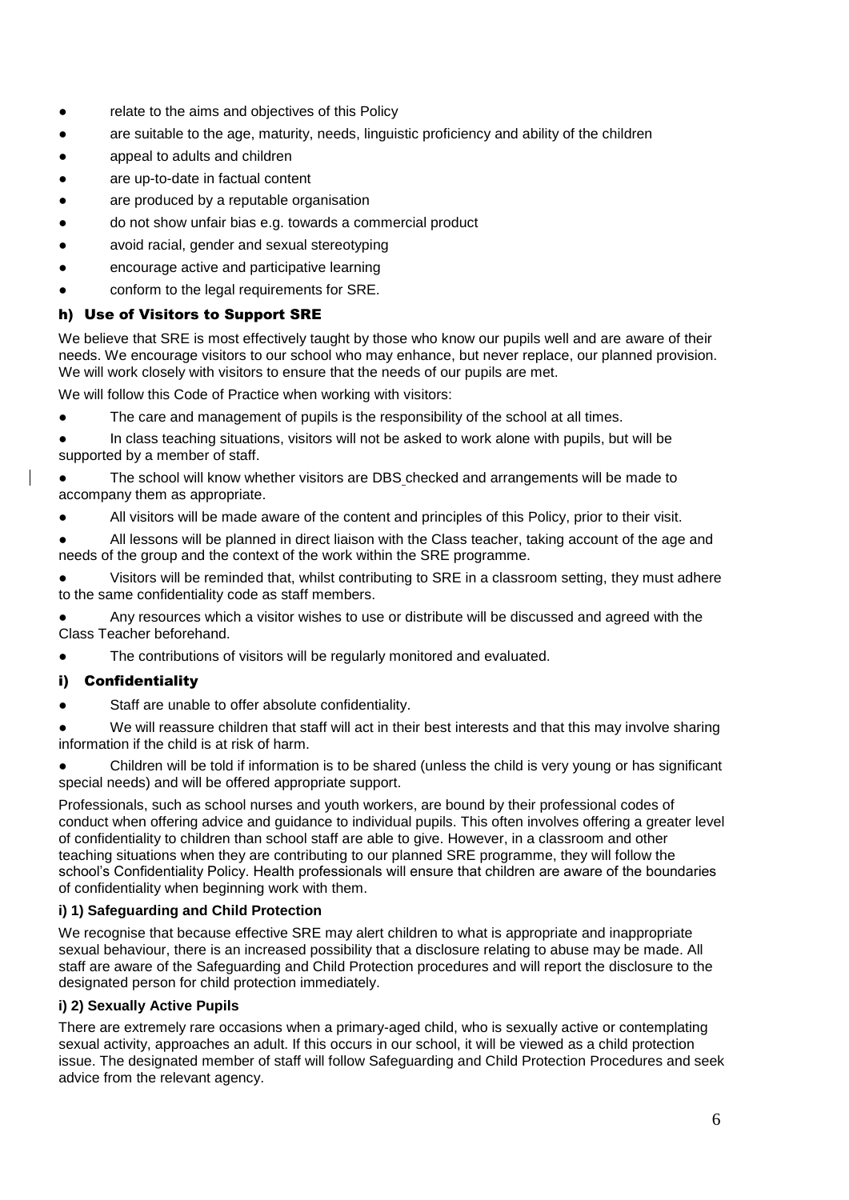- relate to the aims and objectives of this Policy
- are suitable to the age, maturity, needs, linguistic proficiency and ability of the children
- appeal to adults and children
- are up-to-date in factual content
- are produced by a reputable organisation
- do not show unfair bias e.g. towards a commercial product
- avoid racial, gender and sexual stereotyping
- encourage active and participative learning
- conform to the legal requirements for SRE.

### h) Use of Visitors to Support SRE

We believe that SRE is most effectively taught by those who know our pupils well and are aware of their needs. We encourage visitors to our school who may enhance, but never replace, our planned provision. We will work closely with visitors to ensure that the needs of our pupils are met.

We will follow this Code of Practice when working with visitors:

- The care and management of pupils is the responsibility of the school at all times.
- In class teaching situations, visitors will not be asked to work alone with pupils, but will be supported by a member of staff.
- The school will know whether visitors are DBS checked and arrangements will be made to accompany them as appropriate.
- All visitors will be made aware of the content and principles of this Policy, prior to their visit.
- All lessons will be planned in direct liaison with the Class teacher, taking account of the age and needs of the group and the context of the work within the SRE programme.
- Visitors will be reminded that, whilst contributing to SRE in a classroom setting, they must adhere to the same confidentiality code as staff members.
- Any resources which a visitor wishes to use or distribute will be discussed and agreed with the Class Teacher beforehand.
- The contributions of visitors will be regularly monitored and evaluated.

### i) Confidentiality

- Staff are unable to offer absolute confidentiality.
- We will reassure children that staff will act in their best interests and that this may involve sharing information if the child is at risk of harm.
- Children will be told if information is to be shared (unless the child is very young or has significant special needs) and will be offered appropriate support.

Professionals, such as school nurses and youth workers, are bound by their professional codes of conduct when offering advice and guidance to individual pupils. This often involves offering a greater level of confidentiality to children than school staff are able to give. However, in a classroom and other teaching situations when they are contributing to our planned SRE programme, they will follow the school's Confidentiality Policy. Health professionals will ensure that children are aware of the boundaries of confidentiality when beginning work with them.

#### i) 1) Safeguarding and Child Protection

We recognise that because effective SRE may alert children to what is appropriate and inappropriate sexual behaviour, there is an increased possibility that a disclosure relating to abuse may be made. All staff are aware of the Safeguarding and Child Protection procedures and will report the disclosure to the designated person for child protection immediately.

#### i) 2) Sexually Active Pupils

There are extremely rare occasions when a primary-aged child, who is sexually active or contemplating sexual activity, approaches an adult. If this occurs in our school, it will be viewed as a child protection issue. The designated member of staff will follow Safeguarding and Child Protection Procedures and seek advice from the relevant agency.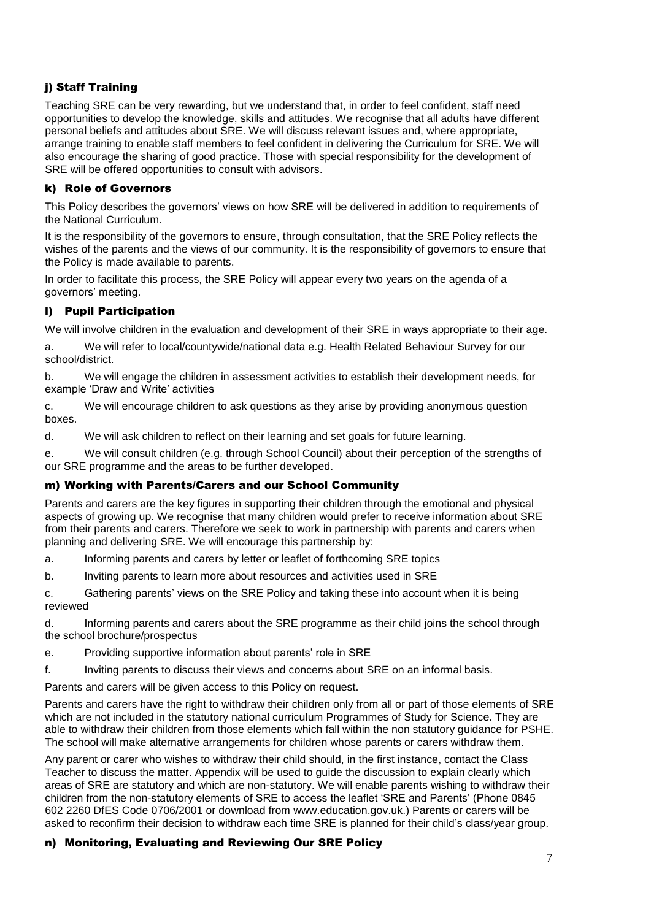### j) Staff Training

Teaching SRE can be very rewarding, but we understand that, in order to feel confident, staff need opportunities to develop the knowledge, skills and attitudes. We recognise that all adults have different personal beliefs and attitudes about SRE. We will discuss relevant issues and, where appropriate, arrange training to enable staff members to feel confident in delivering the Curriculum for SRE. We will also encourage the sharing of good practice. Those with special responsibility for the development of SRE will be offered opportunities to consult with advisors.

### k) Role of Governors

This Policy describes the governors' views on how SRE will be delivered in addition to requirements of the National Curriculum.

It is the responsibility of the governors to ensure, through consultation, that the SRE Policy reflects the wishes of the parents and the views of our community. It is the responsibility of governors to ensure that the Policy is made available to parents.

In order to facilitate this process, the SRE Policy will appear every two years on the agenda of a governors' meeting.

### l) Pupil Participation

We will involve children in the evaluation and development of their SRE in ways appropriate to their age.

a. We will refer to local/countywide/national data e.g. Health Related Behaviour Survey for our school/district.

b. We will engage the children in assessment activities to establish their development needs, for example 'Draw and Write' activities

c. We will encourage children to ask questions as they arise by providing anonymous question boxes.

d. We will ask children to reflect on their learning and set goals for future learning.

e. We will consult children (e.g. through School Council) about their perception of the strengths of our SRE programme and the areas to be further developed.

### m) Working with Parents/Carers and our School Community

Parents and carers are the key figures in supporting their children through the emotional and physical aspects of growing up. We recognise that many children would prefer to receive information about SRE from their parents and carers. Therefore we seek to work in partnership with parents and carers when planning and delivering SRE. We will encourage this partnership by:

a. Informing parents and carers by letter or leaflet of forthcoming SRE topics

b. Inviting parents to learn more about resources and activities used in SRE

c. Gathering parents' views on the SRE Policy and taking these into account when it is being reviewed

d. Informing parents and carers about the SRE programme as their child joins the school through the school brochure/prospectus

e. Providing supportive information about parents' role in SRE

f. Inviting parents to discuss their views and concerns about SRE on an informal basis.

Parents and carers will be given access to this Policy on request.

Parents and carers have the right to withdraw their children only from all or part of those elements of SRE which are not included in the statutory national curriculum Programmes of Study for Science. They are able to withdraw their children from those elements which fall within the non statutory guidance for PSHE. The school will make alternative arrangements for children whose parents or carers withdraw them.

Any parent or carer who wishes to withdraw their child should, in the first instance, contact the Class Teacher to discuss the matter. Appendix will be used to guide the discussion to explain clearly which areas of SRE are statutory and which are non-statutory. We will enable parents wishing to withdraw their children from the non-statutory elements of SRE to access the leaflet 'SRE and Parents' (Phone 0845 602 2260 DfES Code 0706/2001 or download from www.education.gov.uk.) Parents or carers will be asked to reconfirm their decision to withdraw each time SRE is planned for their child's class/year group.

### n) Monitoring, Evaluating and Reviewing Our SRE Policy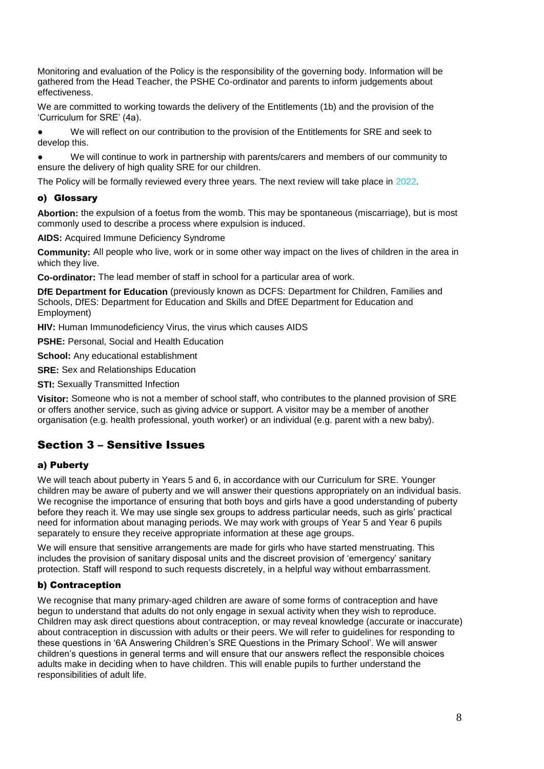Monitoring and evaluation of the Policy is the responsibility of the governing body. Information will be gathered from the Head Teacher, the PSHE Co-ordinator and parents to inform judgements about effectiveness.

We are committed to working towards the delivery of the Entitlements (1b) and the provision of the 'Curriculum for SRE' (4a).

- We will reflect on our contribution to the provision of the Entitlements for SRE and seek to develop this.
- We will continue to work in partnership with parents/carers and members of our community to ensure the delivery of high quality SRE for our children.

The Policy will be formally reviewed every three years. The next review will take place in 2022.

### o) Glossary

**Abortion:** the expulsion of a foetus from the womb. This may be spontaneous (miscarriage), but is most commonly used to describe a process where expulsion is induced.

**AIDS:** Acquired Immune Deficiency Syndrome

**Community:** All people who live, work or in some other way impact on the lives of children in the area in which they live.

**Co-ordinator:** The lead member of staff in school for a particular area of work.

**DfE Department for Education** (previously known as DCFS: Department for Children, Families and Schools, DfES: Department for Education and Skills and DfEE Department for Education and Employment)

**HIV:** Human Immunodeficiency Virus, the virus which causes AIDS

**PSHE:** Personal, Social and Health Education

**School:** Any educational establishment

**SRE:** Sex and Relationships Education

**STI:** Sexually Transmitted Infection

**Visitor:** Someone who is not a member of school staff, who contributes to the planned provision of SRE or offers another service, such as giving advice or support. A visitor may be a member of another organisation (e.g. health professional, youth worker) or an individual (e.g. parent with a new baby).

## Section 3 – Sensitive Issues

### a) Puberty

We will teach about puberty in Years 5 and 6, in accordance with our Curriculum for SRE. Younger children may be aware of puberty and we will answer their questions appropriately on an individual basis. We recognise the importance of ensuring that both boys and girls have a good understanding of puberty before they reach it. We may use single sex groups to address particular needs, such as girls' practical need for information about managing periods. We may work with groups of Year 5 and Year 6 pupils separately to ensure they receive appropriate information at these age groups.

We will ensure that sensitive arrangements are made for girls who have started menstruating. This includes the provision of sanitary disposal units and the discreet provision of 'emergency' sanitary protection. Staff will respond to such requests discretely, in a helpful way without embarrassment.

### b) Contraception

We recognise that many primary-aged children are aware of some forms of contraception and have begun to understand that adults do not only engage in sexual activity when they wish to reproduce. Children may ask direct questions about contraception, or may reveal knowledge (accurate or inaccurate) about contraception in discussion with adults or their peers. We will refer to guidelines for responding to these questions in '6A Answering Children's SRE Questions in the Primary School'. We will answer children's questions in general terms and will ensure that our answers reflect the responsible choices adults make in deciding when to have children. This will enable pupils to further understand the responsibilities of adult life.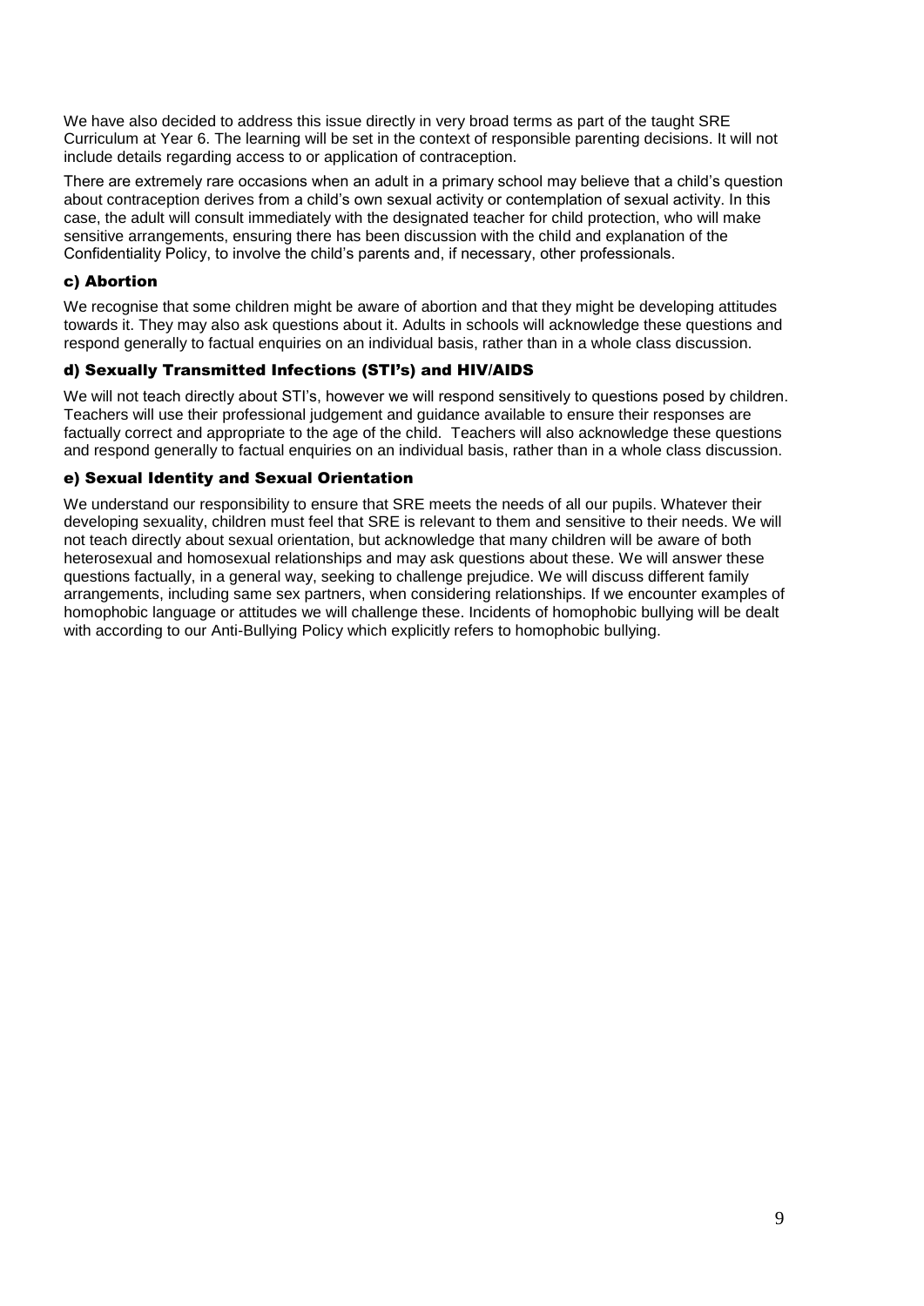We have also decided to address this issue directly in very broad terms as part of the taught SRE Curriculum at Year 6. The learning will be set in the context of responsible parenting decisions. It will not include details regarding access to or application of contraception.

There are extremely rare occasions when an adult in a primary school may believe that a child's question about contraception derives from a child's own sexual activity or contemplation of sexual activity. In this case, the adult will consult immediately with the designated teacher for child protection, who will make sensitive arrangements, ensuring there has been discussion with the child and explanation of the Confidentiality Policy, to involve the child's parents and, if necessary, other professionals.

### c) Abortion

We recognise that some children might be aware of abortion and that they might be developing attitudes towards it. They may also ask questions about it. Adults in schools will acknowledge these questions and respond generally to factual enquiries on an individual basis, rather than in a whole class discussion.

### d) Sexually Transmitted Infections (STI's) and HIV/AIDS

We will not teach directly about STI's, however we will respond sensitively to questions posed by children. Teachers will use their professional judgement and guidance available to ensure their responses are factually correct and appropriate to the age of the child. Teachers will also acknowledge these questions and respond generally to factual enquiries on an individual basis, rather than in a whole class discussion.

### e) Sexual Identity and Sexual Orientation

We understand our responsibility to ensure that SRE meets the needs of all our pupils. Whatever their developing sexuality, children must feel that SRE is relevant to them and sensitive to their needs. We will not teach directly about sexual orientation, but acknowledge that many children will be aware of both heterosexual and homosexual relationships and may ask questions about these. We will answer these questions factually, in a general way, seeking to challenge prejudice. We will discuss different family arrangements, including same sex partners, when considering relationships. If we encounter examples of homophobic language or attitudes we will challenge these. Incidents of homophobic bullying will be dealt with according to our Anti-Bullying Policy which explicitly refers to homophobic bullying.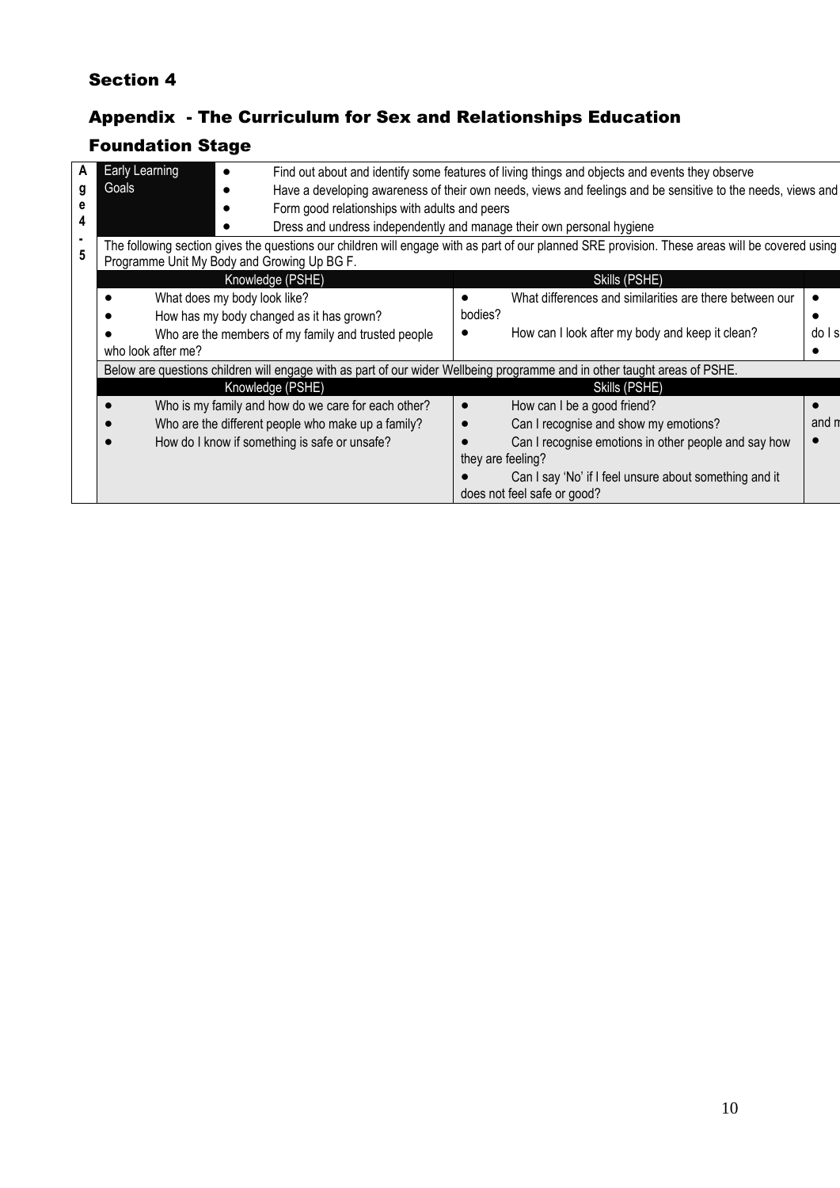## Section 4

## Appendix - The Curriculum for Sex and Relationships Education

### Foundation Stage

| Age 4-5 | | | |
|---|---|---|---|
| Early Learning Goals | • Find out about and identify some features of living things and objects and events they observe<br>• Have a developing awareness of their own needs, views and feelings and be sensitive to the needs, views and<br>• Form good relationships with adults and peers<br>• Dress and undress independently and manage their own personal hygiene | | |
| The following section gives the questions our children will engage with as part of our planned SRE provision. These areas will be covered using Programme Unit My Body and Growing Up BG F. | | | |
| **Knowledge (PSHE)** | **Skills (PSHE)** | | |
| • What does my body look like?<br>• How has my body changed as it has grown?<br>• Who are the members of my family and trusted people who look after me? | • What differences and similarities are there between our bodies?<br>• How can I look after my body and keep it clean? | •<br>•<br>do I s<br>• | |
| Below are questions children will engage with as part of our wider Wellbeing programme and in other taught areas of PSHE. | | | |
| **Knowledge (PSHE)** | **Skills (PSHE)** | | |
| • Who is my family and how do we care for each other?<br>• Who are the different people who make up a family?<br>• How do I know if something is safe or unsafe? | • How can I be a good friend?<br>• Can I recognise and show my emotions?<br>• Can I recognise emotions in other people and say how they are feeling?<br>• Can I say 'No' if I feel unsure about something and it does not feel safe or good? | •<br>and m<br>• | |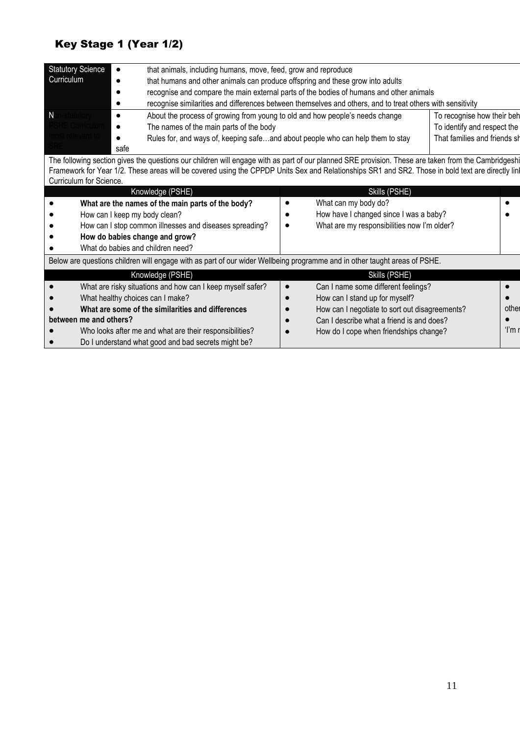## Key Stage 1 (Year 1/2)

| Statutory Science Curriculum | | |
|---|---|---|
| | • that animals, including humans, move, feed, grow and reproduce<br>• that humans and other animals can produce offspring and these grow into adults<br>• recognise and compare the main external parts of the bodies of humans and other animals<br>• recognise similarities and differences between themselves and others, and to treat others with sensitivity | |
| Non-statutory PSHE Curriculum most relevant to SRE | • About the process of growing from young to old and how people's needs change<br>• The names of the main parts of the body<br>• Rules for, and ways of, keeping safe…and about people who can help them to stay safe | To recognise how their beh<br>To identify and respect the<br>That families and friends sh |

The following section gives the questions our children will engage with as part of our planned SRE provision. These are taken from the Cambridgeshi Framework for Year 1/2. These areas will be covered using the CPPDP Units Sex and Relationships SR1 and SR2. Those in bold text are directly linl Curriculum for Science.

| Knowledge (PSHE) | Skills (PSHE) | |
|---|---|---|
| • **What are the names of the main parts of the body?**<br>• How can I keep my body clean?<br>• How can I stop common illnesses and diseases spreading?<br>• **How do babies change and grow?**<br>• What do babies and children need? | • What can my body do?<br>• How have I changed since I was a baby?<br>• What are my responsibilities now I'm older? | •<br>• |

Below are questions children will engage with as part of our wider Wellbeing programme and in other taught areas of PSHE.

| Knowledge (PSHE) | Skills (PSHE) | |
|---|---|---|
| • What are risky situations and how can I keep myself safer?<br>• What healthy choices can I make?<br>• **What are some of the similarities and differences between me and others?**<br>• Who looks after me and what are their responsibilities?<br>• Do I understand what good and bad secrets might be? | • Can I name some different feelings?<br>• How can I stand up for myself?<br>• How can I negotiate to sort out disagreements?<br>• Can I describe what a friend is and does?<br>• How do I cope when friendships change? | •<br>•<br>other<br>•<br>'I'm r |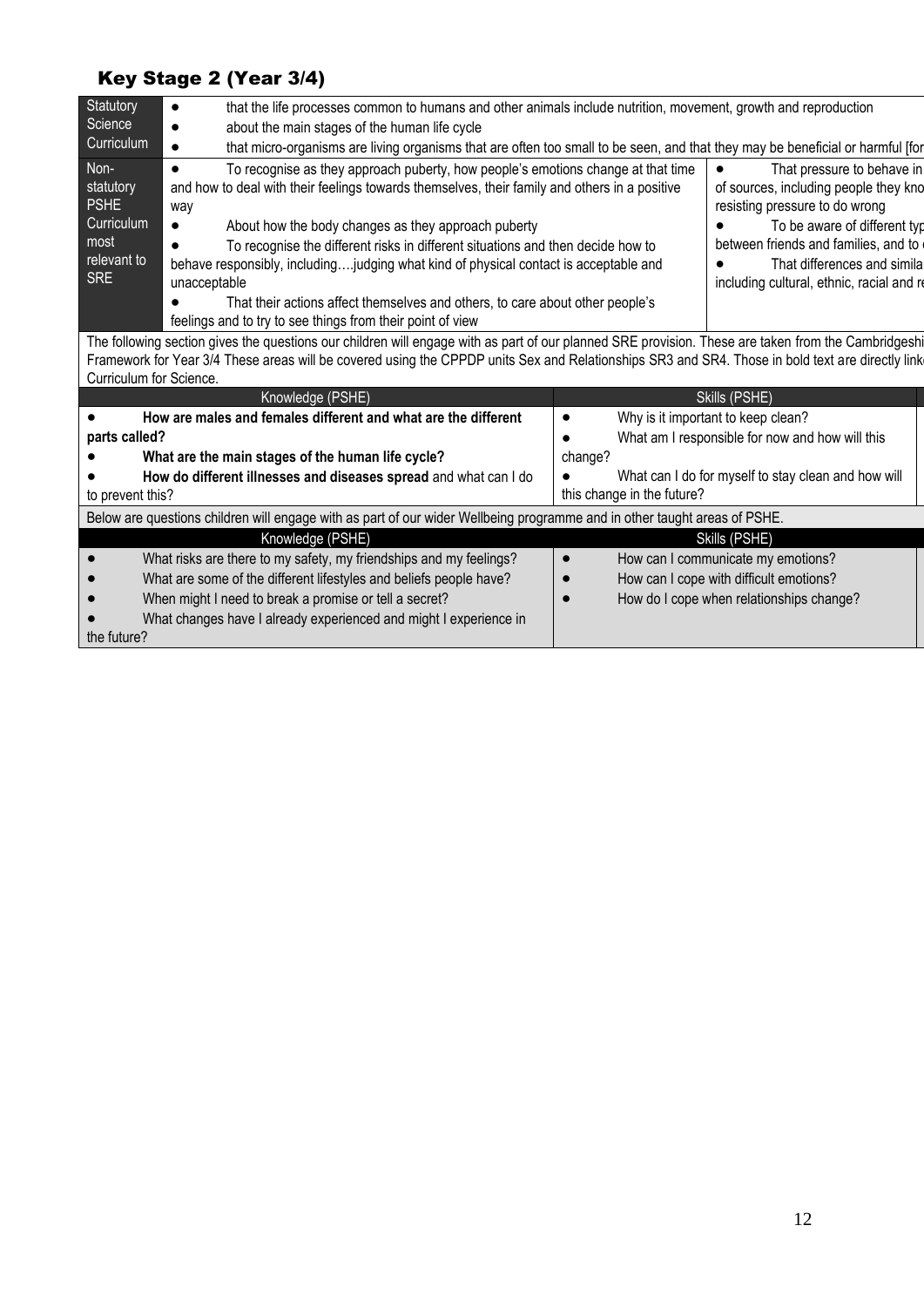## Key Stage 2 (Year 3/4)

| | | |
|---|---|---|
| Statutory Science Curriculum | • that the life processes common to humans and other animals include nutrition, movement, growth and reproduction<br>• about the main stages of the human life cycle<br>• that micro-organisms are living organisms that are often too small to be seen, and that they may be beneficial or harmful [for | |
| Non-statutory PSHE Curriculum most relevant to SRE | • To recognise as they approach puberty, how people's emotions change at that time and how to deal with their feelings towards themselves, their family and others in a positive way<br>• About how the body changes as they approach puberty<br>• To recognise the different risks in different situations and then decide how to behave responsibly, including….judging what kind of physical contact is acceptable and unacceptable<br>• That their actions affect themselves and others, to care about other people's feelings and to try to see things from their point of view | • That pressure to behave in of sources, including people they kno resisting pressure to do wrong<br>• To be aware of different typ between friends and families, and to<br>• That differences and simila including cultural, ethnic, racial and re |

The following section gives the questions our children will engage with as part of our planned SRE provision. These are taken from the Cambridgeshi Framework for Year 3/4 These areas will be covered using the CPPDP units Sex and Relationships SR3 and SR4. Those in bold text are directly link Curriculum for Science.

| Knowledge (PSHE) | Skills (PSHE) |
|---|---|
| • **How are males and females different and what are the different parts called?**<br>• **What are the main stages of the human life cycle?**<br>• **How do different illnesses and diseases spread** and what can I do to prevent this? | • Why is it important to keep clean?<br>• What am I responsible for now and how will this change?<br>• What can I do for myself to stay clean and how will this change in the future? |

Below are questions children will engage with as part of our wider Wellbeing programme and in other taught areas of PSHE.

| Knowledge (PSHE) | Skills (PSHE) |
|---|---|
| • What risks are there to my safety, my friendships and my feelings?<br>• What are some of the different lifestyles and beliefs people have?<br>• When might I need to break a promise or tell a secret?<br>• What changes have I already experienced and might I experience in the future? | • How can I communicate my emotions?<br>• How can I cope with difficult emotions?<br>• How do I cope when relationships change? |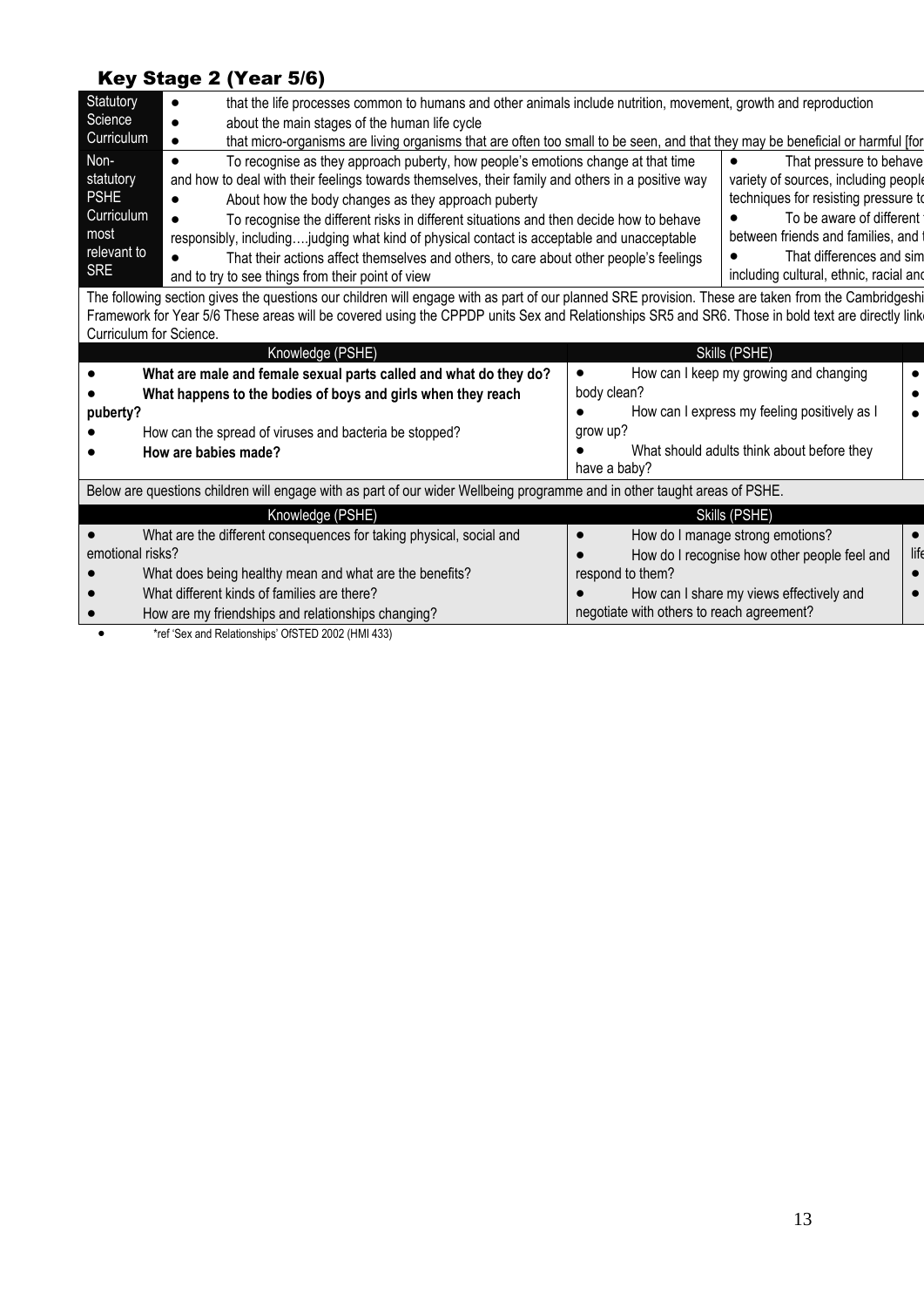## Key Stage 2 (Year 5/6)

| | | |
|---|---|---|
| Statutory Science Curriculum | • that the life processes common to humans and other animals include nutrition, movement, growth and reproduction<br>• about the main stages of the human life cycle<br>• that micro-organisms are living organisms that are often too small to be seen, and that they may be beneficial or harmful [for | |
| Non-statutory PSHE Curriculum most relevant to SRE | • To recognise as they approach puberty, how people's emotions change at that time and how to deal with their feelings towards themselves, their family and others in a positive way<br>• About how the body changes as they approach puberty<br>• To recognise the different risks in different situations and then decide how to behave responsibly, including….judging what kind of physical contact is acceptable and unacceptable<br>• That their actions affect themselves and others, to care about other people's feelings and to try to see things from their point of view | • That pressure to behave variety of sources, including people techniques for resisting pressure to<br>• To be aware of different between friends and families, and t<br>• That differences and sim including cultural, ethnic, racial and |

The following section gives the questions our children will engage with as part of our planned SRE provision. These are taken from the Cambridgeshi Framework for Year 5/6 These areas will be covered using the CPPDP units Sex and Relationships SR5 and SR6. Those in bold text are directly linke Curriculum for Science.

| Knowledge (PSHE) | Skills (PSHE) | |
|---|---|---|
| • **What are male and female sexual parts called and what do they do?**<br>• **What happens to the bodies of boys and girls when they reach puberty?**<br>• How can the spread of viruses and bacteria be stopped?<br>• **How are babies made?** | • How can I keep my growing and changing body clean?<br>• How can I express my feeling positively as I grow up?<br>• What should adults think about before they have a baby? | •<br>•<br>• |

Below are questions children will engage with as part of our wider Wellbeing programme and in other taught areas of PSHE.

| Knowledge (PSHE) | Skills (PSHE) | |
|---|---|---|
| • What are the different consequences for taking physical, social and emotional risks?<br>• What does being healthy mean and what are the benefits?<br>• What different kinds of families are there?<br>• How are my friendships and relationships changing? | • How do I manage strong emotions?<br>• How do I recognise how other people feel and respond to them?<br>• How can I share my views effectively and negotiate with others to reach agreement? | • life<br>•<br>• |

• *ref 'Sex and Relationships' OfSTED 2002 (HMI 433)